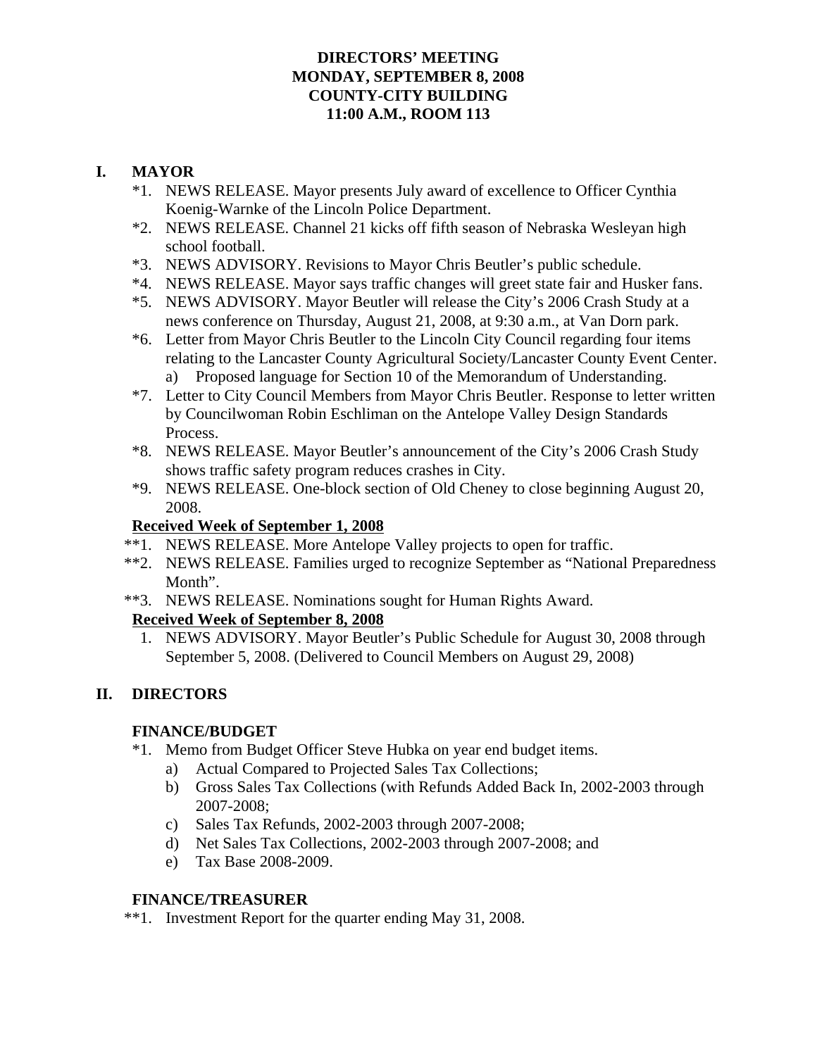**DIRECTORS' MEETING**
**MONDAY, SEPTEMBER 8, 2008**
**COUNTY-CITY BUILDING**
**11:00 A.M., ROOM 113**

## I. MAYOR

*1. NEWS RELEASE. Mayor presents July award of excellence to Officer Cynthia Koenig-Warnke of the Lincoln Police Department.

*2. NEWS RELEASE. Channel 21 kicks off fifth season of Nebraska Wesleyan high school football.

*3. NEWS ADVISORY. Revisions to Mayor Chris Beutler's public schedule.

*4. NEWS RELEASE. Mayor says traffic changes will greet state fair and Husker fans.

*5. NEWS ADVISORY. Mayor Beutler will release the City's 2006 Crash Study at a news conference on Thursday, August 21, 2008, at 9:30 a.m., at Van Dorn park.

*6. Letter from Mayor Chris Beutler to the Lincoln City Council regarding four items relating to the Lancaster County Agricultural Society/Lancaster County Event Center.
   a) Proposed language for Section 10 of the Memorandum of Understanding.

*7. Letter to City Council Members from Mayor Chris Beutler. Response to letter written by Councilwoman Robin Eschliman on the Antelope Valley Design Standards Process.

*8. NEWS RELEASE. Mayor Beutler's announcement of the City's 2006 Crash Study shows traffic safety program reduces crashes in City.

*9. NEWS RELEASE. One-block section of Old Cheney to close beginning August 20, 2008.

**Received Week of September 1, 2008**

**1. NEWS RELEASE. More Antelope Valley projects to open for traffic.

**2. NEWS RELEASE. Families urged to recognize September as "National Preparedness Month".

**3. NEWS RELEASE. Nominations sought for Human Rights Award.

**Received Week of September 8, 2008**

1. NEWS ADVISORY. Mayor Beutler's Public Schedule for August 30, 2008 through September 5, 2008. (Delivered to Council Members on August 29, 2008)

## II. DIRECTORS

### FINANCE/BUDGET

*1. Memo from Budget Officer Steve Hubka on year end budget items.
   a) Actual Compared to Projected Sales Tax Collections;
   b) Gross Sales Tax Collections (with Refunds Added Back In, 2002-2003 through 2007-2008;
   c) Sales Tax Refunds, 2002-2003 through 2007-2008;
   d) Net Sales Tax Collections, 2002-2003 through 2007-2008; and
   e) Tax Base 2008-2009.

### FINANCE/TREASURER

**1. Investment Report for the quarter ending May 31, 2008.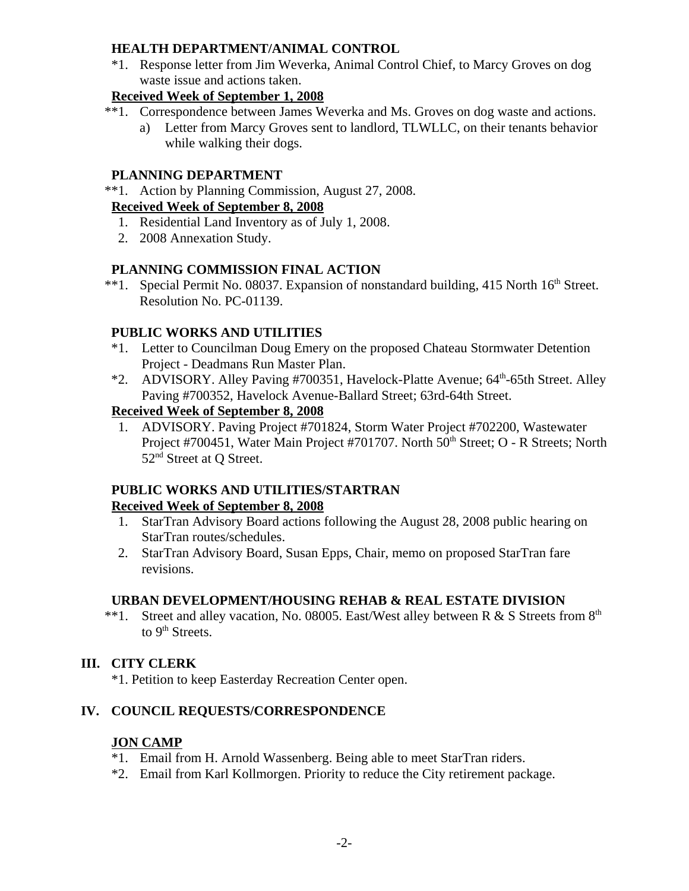**HEALTH DEPARTMENT/ANIMAL CONTROL**

*1. Response letter from Jim Weverka, Animal Control Chief, to Marcy Groves on dog waste issue and actions taken.

**Received Week of September 1, 2008**

**1. Correspondence between James Weverka and Ms. Groves on dog waste and actions.
   a) Letter from Marcy Groves sent to landlord, TLWLLC, on their tenants behavior while walking their dogs.

**PLANNING DEPARTMENT**

**1. Action by Planning Commission, August 27, 2008.

**Received Week of September 8, 2008**

1. Residential Land Inventory as of July 1, 2008.
2. 2008 Annexation Study.

**PLANNING COMMISSION FINAL ACTION**

**1. Special Permit No. 08037. Expansion of nonstandard building, 415 North 16th Street. Resolution No. PC-01139.

**PUBLIC WORKS AND UTILITIES**

*1. Letter to Councilman Doug Emery on the proposed Chateau Stormwater Detention Project - Deadmans Run Master Plan.

*2. ADVISORY. Alley Paving #700351, Havelock-Platte Avenue; 64th-65th Street. Alley Paving #700352, Havelock Avenue-Ballard Street; 63rd-64th Street.

**Received Week of September 8, 2008**

1. ADVISORY. Paving Project #701824, Storm Water Project #702200, Wastewater Project #700451, Water Main Project #701707. North 50th Street; O - R Streets; North 52nd Street at Q Street.

**PUBLIC WORKS AND UTILITIES/STARTRAN**

**Received Week of September 8, 2008**

1. StarTran Advisory Board actions following the August 28, 2008 public hearing on StarTran routes/schedules.
2. StarTran Advisory Board, Susan Epps, Chair, memo on proposed StarTran fare revisions.

**URBAN DEVELOPMENT/HOUSING REHAB & REAL ESTATE DIVISION**

**1. Street and alley vacation, No. 08005. East/West alley between R & S Streets from 8th to 9th Streets.

## III. CITY CLERK

*1. Petition to keep Easterday Recreation Center open.

## IV. COUNCIL REQUESTS/CORRESPONDENCE

**JON CAMP**

*1. Email from H. Arnold Wassenberg. Being able to meet StarTran riders.

*2. Email from Karl Kollmorgen. Priority to reduce the City retirement package.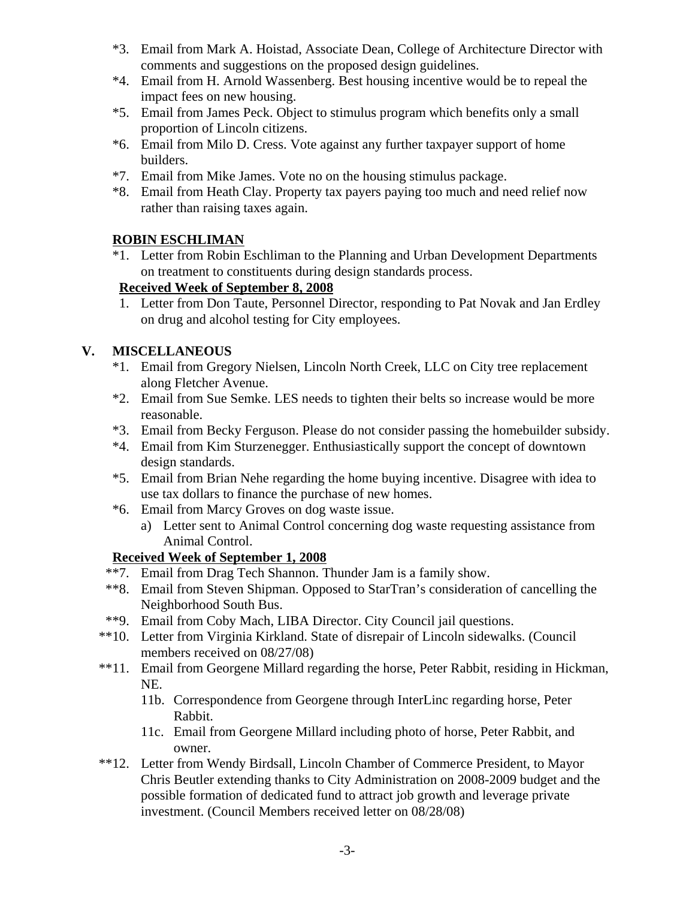*3. Email from Mark A. Hoistad, Associate Dean, College of Architecture Director with comments and suggestions on the proposed design guidelines.

*4. Email from H. Arnold Wassenberg. Best housing incentive would be to repeal the impact fees on new housing.

*5. Email from James Peck. Object to stimulus program which benefits only a small proportion of Lincoln citizens.

*6. Email from Milo D. Cress. Vote against any further taxpayer support of home builders.

*7. Email from Mike James. Vote no on the housing stimulus package.

*8. Email from Heath Clay. Property tax payers paying too much and need relief now rather than raising taxes again.

**ROBIN ESCHLIMAN**

*1. Letter from Robin Eschliman to the Planning and Urban Development Departments on treatment to constituents during design standards process.

**Received Week of September 8, 2008**

1. Letter from Don Taute, Personnel Director, responding to Pat Novak and Jan Erdley on drug and alcohol testing for City employees.

## V. MISCELLANEOUS

*1. Email from Gregory Nielsen, Lincoln North Creek, LLC on City tree replacement along Fletcher Avenue.

*2. Email from Sue Semke. LES needs to tighten their belts so increase would be more reasonable.

*3. Email from Becky Ferguson. Please do not consider passing the homebuilder subsidy.

*4. Email from Kim Sturzenegger. Enthusiastically support the concept of downtown design standards.

*5. Email from Brian Nehe regarding the home buying incentive. Disagree with idea to use tax dollars to finance the purchase of new homes.

*6. Email from Marcy Groves on dog waste issue.

a) Letter sent to Animal Control concerning dog waste requesting assistance from Animal Control.

**Received Week of September 1, 2008**

**7. Email from Drag Tech Shannon. Thunder Jam is a family show.

**8. Email from Steven Shipman. Opposed to StarTran's consideration of cancelling the Neighborhood South Bus.

**9. Email from Coby Mach, LIBA Director. City Council jail questions.

**10. Letter from Virginia Kirkland. State of disrepair of Lincoln sidewalks. (Council members received on 08/27/08)

**11. Email from Georgene Millard regarding the horse, Peter Rabbit, residing in Hickman, NE.

11b. Correspondence from Georgene through InterLinc regarding horse, Peter Rabbit.

11c. Email from Georgene Millard including photo of horse, Peter Rabbit, and owner.

**12. Letter from Wendy Birdsall, Lincoln Chamber of Commerce President, to Mayor Chris Beutler extending thanks to City Administration on 2008-2009 budget and the possible formation of dedicated fund to attract job growth and leverage private investment. (Council Members received letter on 08/28/08)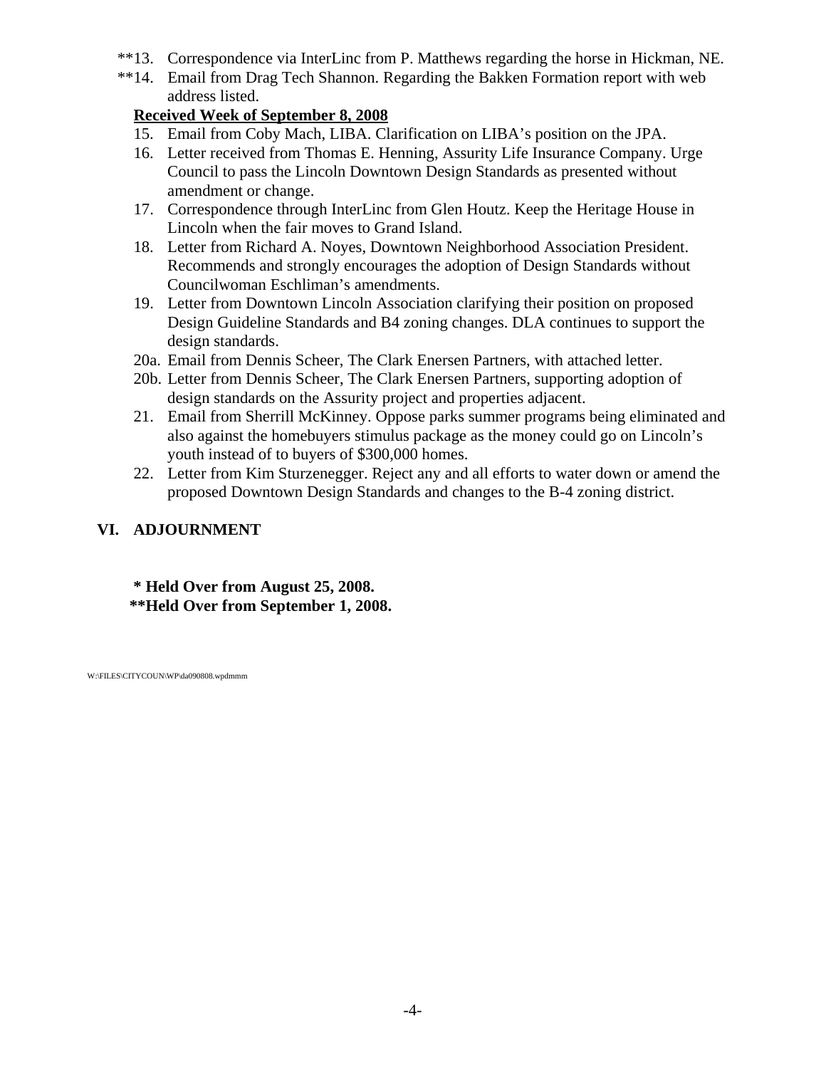**13. Correspondence via InterLinc from P. Matthews regarding the horse in Hickman, NE.

**14. Email from Drag Tech Shannon. Regarding the Bakken Formation report with web address listed.

**<u>Received Week of September 8, 2008</u>**

15. Email from Coby Mach, LIBA. Clarification on LIBA's position on the JPA.
16. Letter received from Thomas E. Henning, Assurity Life Insurance Company. Urge Council to pass the Lincoln Downtown Design Standards as presented without amendment or change.
17. Correspondence through InterLinc from Glen Houtz. Keep the Heritage House in Lincoln when the fair moves to Grand Island.
18. Letter from Richard A. Noyes, Downtown Neighborhood Association President. Recommends and strongly encourages the adoption of Design Standards without Councilwoman Eschliman's amendments.
19. Letter from Downtown Lincoln Association clarifying their position on proposed Design Guideline Standards and B4 zoning changes. DLA continues to support the design standards.

20a. Email from Dennis Scheer, The Clark Enersen Partners, with attached letter.

20b. Letter from Dennis Scheer, The Clark Enersen Partners, supporting adoption of design standards on the Assurity project and properties adjacent.

21. Email from Sherrill McKinney. Oppose parks summer programs being eliminated and also against the homebuyers stimulus package as the money could go on Lincoln's youth instead of to buyers of $300,000 homes.
22. Letter from Kim Sturzenegger. Reject any and all efforts to water down or amend the proposed Downtown Design Standards and changes to the B-4 zoning district.

## VI. ADJOURNMENT

**\* Held Over from August 25, 2008.**
**\*\*Held Over from September 1, 2008.**

W:\FILES\CITYCOUN\WP\da090808.wpdmmm